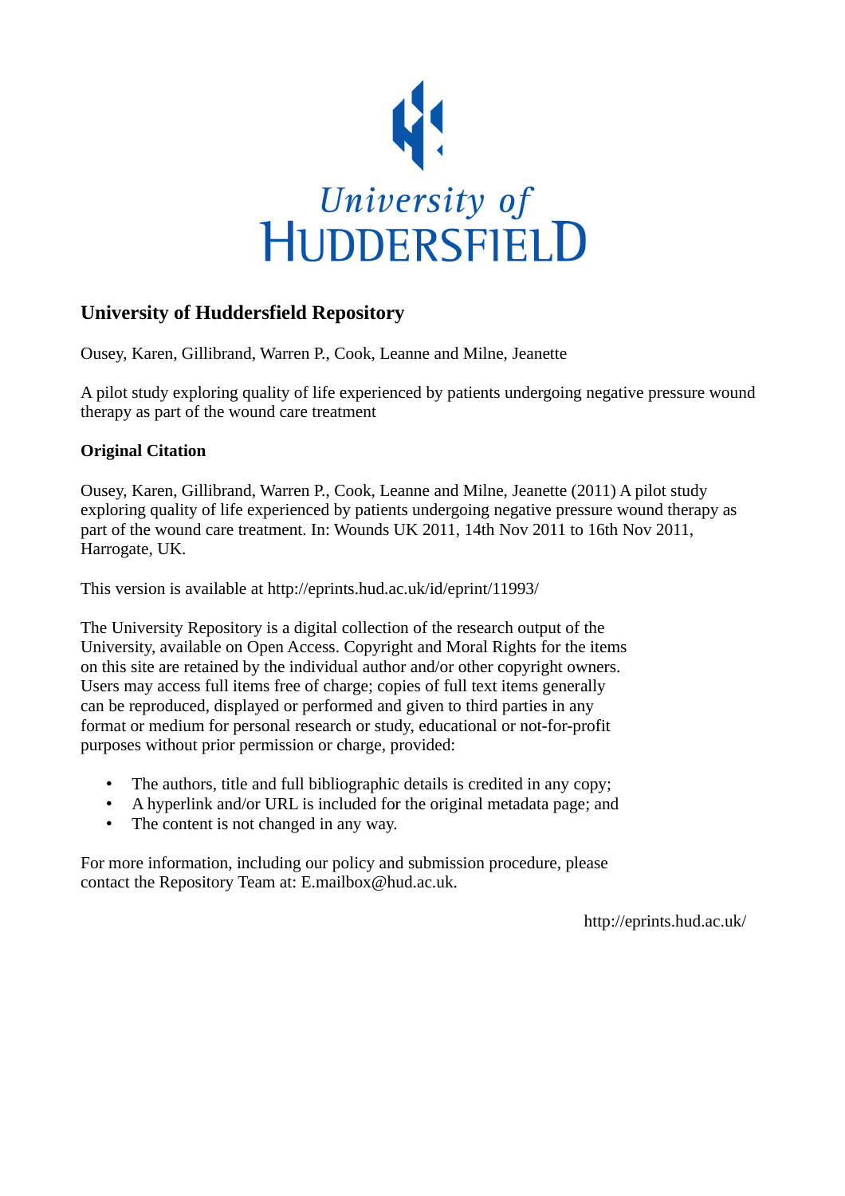University of
HUDDERSFIELD

## University of Huddersfield Repository

Ousey, Karen, Gillibrand, Warren P., Cook, Leanne and Milne, Jeanette

A pilot study exploring quality of life experienced by patients undergoing negative pressure wound therapy as part of the wound care treatment

### Original Citation

Ousey, Karen, Gillibrand, Warren P., Cook, Leanne and Milne, Jeanette (2011) A pilot study exploring quality of life experienced by patients undergoing negative pressure wound therapy as part of the wound care treatment. In: Wounds UK 2011, 14th Nov 2011 to 16th Nov 2011, Harrogate, UK.

This version is available at http://eprints.hud.ac.uk/id/eprint/11993/

The University Repository is a digital collection of the research output of the University, available on Open Access. Copyright and Moral Rights for the items on this site are retained by the individual author and/or other copyright owners. Users may access full items free of charge; copies of full text items generally can be reproduced, displayed or performed and given to third parties in any format or medium for personal research or study, educational or not-for-profit purposes without prior permission or charge, provided:

- The authors, title and full bibliographic details is credited in any copy;
- A hyperlink and/or URL is included for the original metadata page; and
- The content is not changed in any way.

For more information, including our policy and submission procedure, please contact the Repository Team at: E.mailbox@hud.ac.uk.

http://eprints.hud.ac.uk/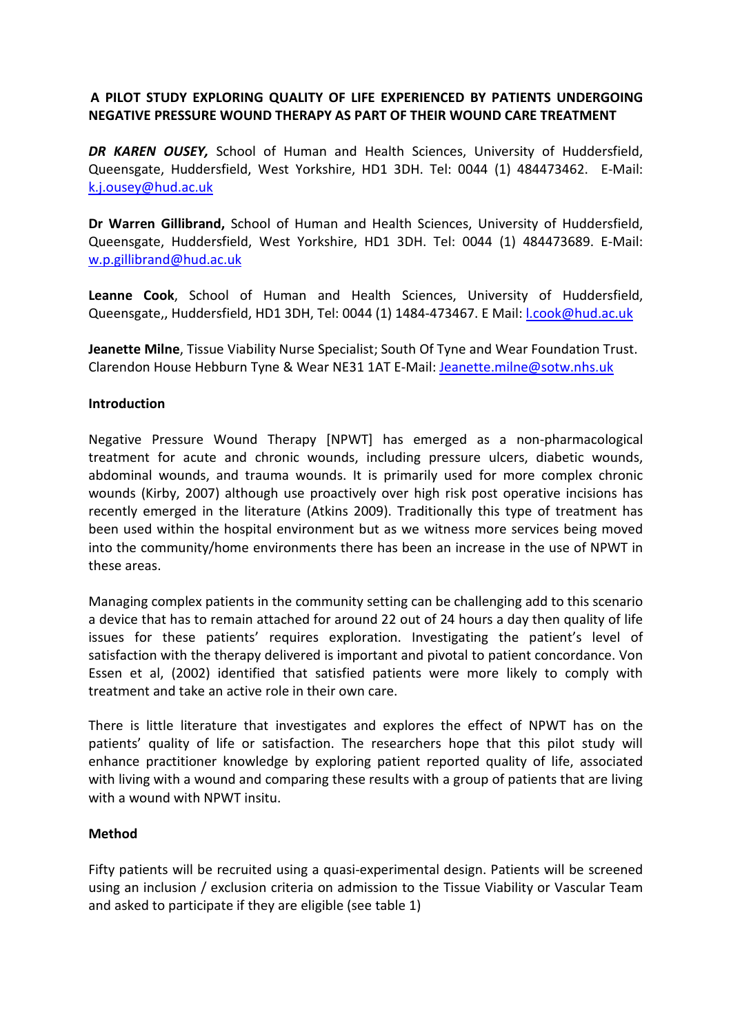**A PILOT STUDY EXPLORING QUALITY OF LIFE EXPERIENCED BY PATIENTS UNDERGOING NEGATIVE PRESSURE WOUND THERAPY AS PART OF THEIR WOUND CARE TREATMENT**

***DR KAREN OUSEY,*** School of Human and Health Sciences, University of Huddersfield, Queensgate, Huddersfield, West Yorkshire, HD1 3DH. Tel: 0044 (1) 484473462. E-Mail: k.j.ousey@hud.ac.uk

**Dr Warren Gillibrand,** School of Human and Health Sciences, University of Huddersfield, Queensgate, Huddersfield, West Yorkshire, HD1 3DH. Tel: 0044 (1) 484473689. E-Mail: w.p.gillibrand@hud.ac.uk

**Leanne Cook**, School of Human and Health Sciences, University of Huddersfield, Queensgate,, Huddersfield, HD1 3DH, Tel: 0044 (1) 1484-473467. E Mail: l.cook@hud.ac.uk

**Jeanette Milne**, Tissue Viability Nurse Specialist; South Of Tyne and Wear Foundation Trust. Clarendon House Hebburn Tyne & Wear NE31 1AT E-Mail: Jeanette.milne@sotw.nhs.uk

**Introduction**

Negative Pressure Wound Therapy [NPWT] has emerged as a non-pharmacological treatment for acute and chronic wounds, including pressure ulcers, diabetic wounds, abdominal wounds, and trauma wounds. It is primarily used for more complex chronic wounds (Kirby, 2007) although use proactively over high risk post operative incisions has recently emerged in the literature (Atkins 2009). Traditionally this type of treatment has been used within the hospital environment but as we witness more services being moved into the community/home environments there has been an increase in the use of NPWT in these areas.

Managing complex patients in the community setting can be challenging add to this scenario a device that has to remain attached for around 22 out of 24 hours a day then quality of life issues for these patients' requires exploration. Investigating the patient's level of satisfaction with the therapy delivered is important and pivotal to patient concordance. Von Essen et al, (2002) identified that satisfied patients were more likely to comply with treatment and take an active role in their own care.

There is little literature that investigates and explores the effect of NPWT has on the patients' quality of life or satisfaction. The researchers hope that this pilot study will enhance practitioner knowledge by exploring patient reported quality of life, associated with living with a wound and comparing these results with a group of patients that are living with a wound with NPWT insitu.

**Method**

Fifty patients will be recruited using a quasi-experimental design. Patients will be screened using an inclusion / exclusion criteria on admission to the Tissue Viability or Vascular Team and asked to participate if they are eligible (see table 1)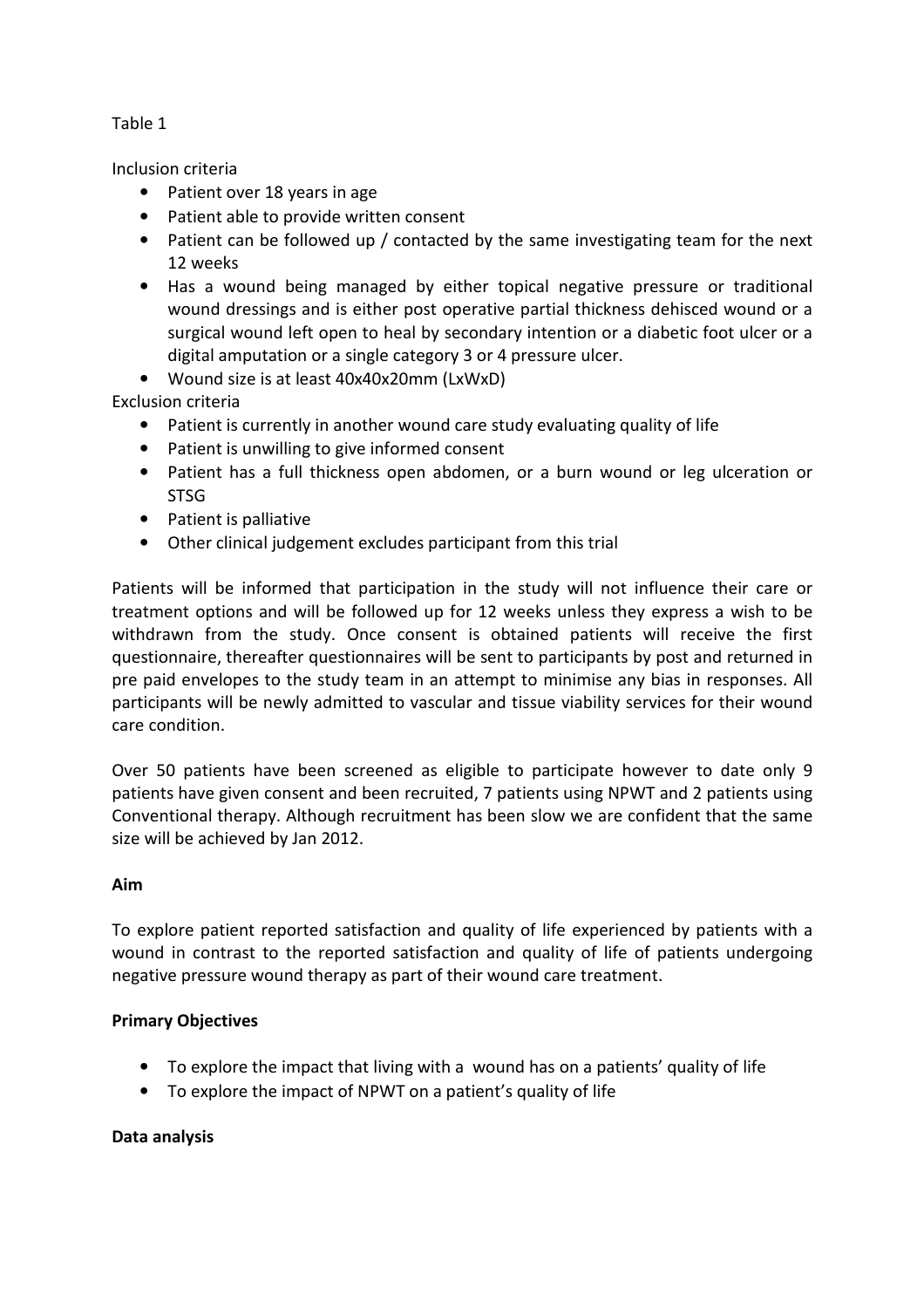Table 1

Inclusion criteria

- Patient over 18 years in age
- Patient able to provide written consent
- Patient can be followed up / contacted by the same investigating team for the next 12 weeks
- Has a wound being managed by either topical negative pressure or traditional wound dressings and is either post operative partial thickness dehisced wound or a surgical wound left open to heal by secondary intention or a diabetic foot ulcer or a digital amputation or a single category 3 or 4 pressure ulcer.
- Wound size is at least 40x40x20mm (LxWxD)

Exclusion criteria

- Patient is currently in another wound care study evaluating quality of life
- Patient is unwilling to give informed consent
- Patient has a full thickness open abdomen, or a burn wound or leg ulceration or STSG
- Patient is palliative
- Other clinical judgement excludes participant from this trial

Patients will be informed that participation in the study will not influence their care or treatment options and will be followed up for 12 weeks unless they express a wish to be withdrawn from the study. Once consent is obtained patients will receive the first questionnaire, thereafter questionnaires will be sent to participants by post and returned in pre paid envelopes to the study team in an attempt to minimise any bias in responses. All participants will be newly admitted to vascular and tissue viability services for their wound care condition.

Over 50 patients have been screened as eligible to participate however to date only 9 patients have given consent and been recruited, 7 patients using NPWT and 2 patients using Conventional therapy. Although recruitment has been slow we are confident that the same size will be achieved by Jan 2012.

**Aim**

To explore patient reported satisfaction and quality of life experienced by patients with a wound in contrast to the reported satisfaction and quality of life of patients undergoing negative pressure wound therapy as part of their wound care treatment.

**Primary Objectives**

- To explore the impact that living with a wound has on a patients' quality of life
- To explore the impact of NPWT on a patient's quality of life

**Data analysis**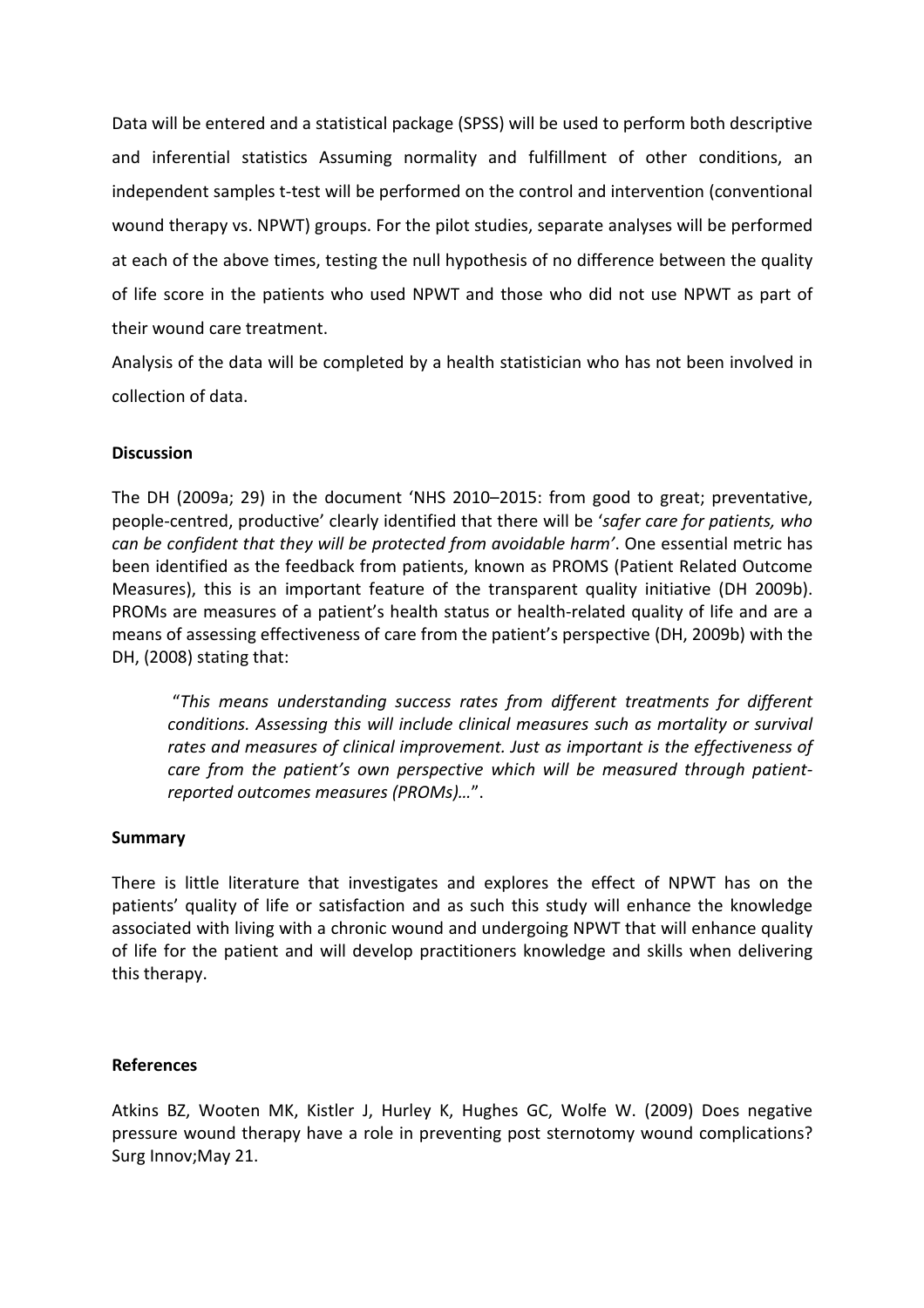Data will be entered and a statistical package (SPSS) will be used to perform both descriptive and inferential statistics Assuming normality and fulfillment of other conditions, an independent samples t-test will be performed on the control and intervention (conventional wound therapy vs. NPWT) groups. For the pilot studies, separate analyses will be performed at each of the above times, testing the null hypothesis of no difference between the quality of life score in the patients who used NPWT and those who did not use NPWT as part of their wound care treatment.

Analysis of the data will be completed by a health statistician who has not been involved in collection of data.

**Discussion**

The DH (2009a; 29) in the document 'NHS 2010–2015: from good to great; preventative, people-centred, productive' clearly identified that there will be '*safer care for patients, who can be confident that they will be protected from avoidable harm'*. One essential metric has been identified as the feedback from patients, known as PROMS (Patient Related Outcome Measures), this is an important feature of the transparent quality initiative (DH 2009b). PROMs are measures of a patient's health status or health-related quality of life and are a means of assessing effectiveness of care from the patient's perspective (DH, 2009b) with the DH, (2008) stating that:

> "*This means understanding success rates from different treatments for different conditions. Assessing this will include clinical measures such as mortality or survival rates and measures of clinical improvement. Just as important is the effectiveness of care from the patient's own perspective which will be measured through patient-reported outcomes measures (PROMs)…*".

**Summary**

There is little literature that investigates and explores the effect of NPWT has on the patients' quality of life or satisfaction and as such this study will enhance the knowledge associated with living with a chronic wound and undergoing NPWT that will enhance quality of life for the patient and will develop practitioners knowledge and skills when delivering this therapy.

**References**

Atkins BZ, Wooten MK, Kistler J, Hurley K, Hughes GC, Wolfe W. (2009) Does negative pressure wound therapy have a role in preventing post sternotomy wound complications? Surg Innov;May 21.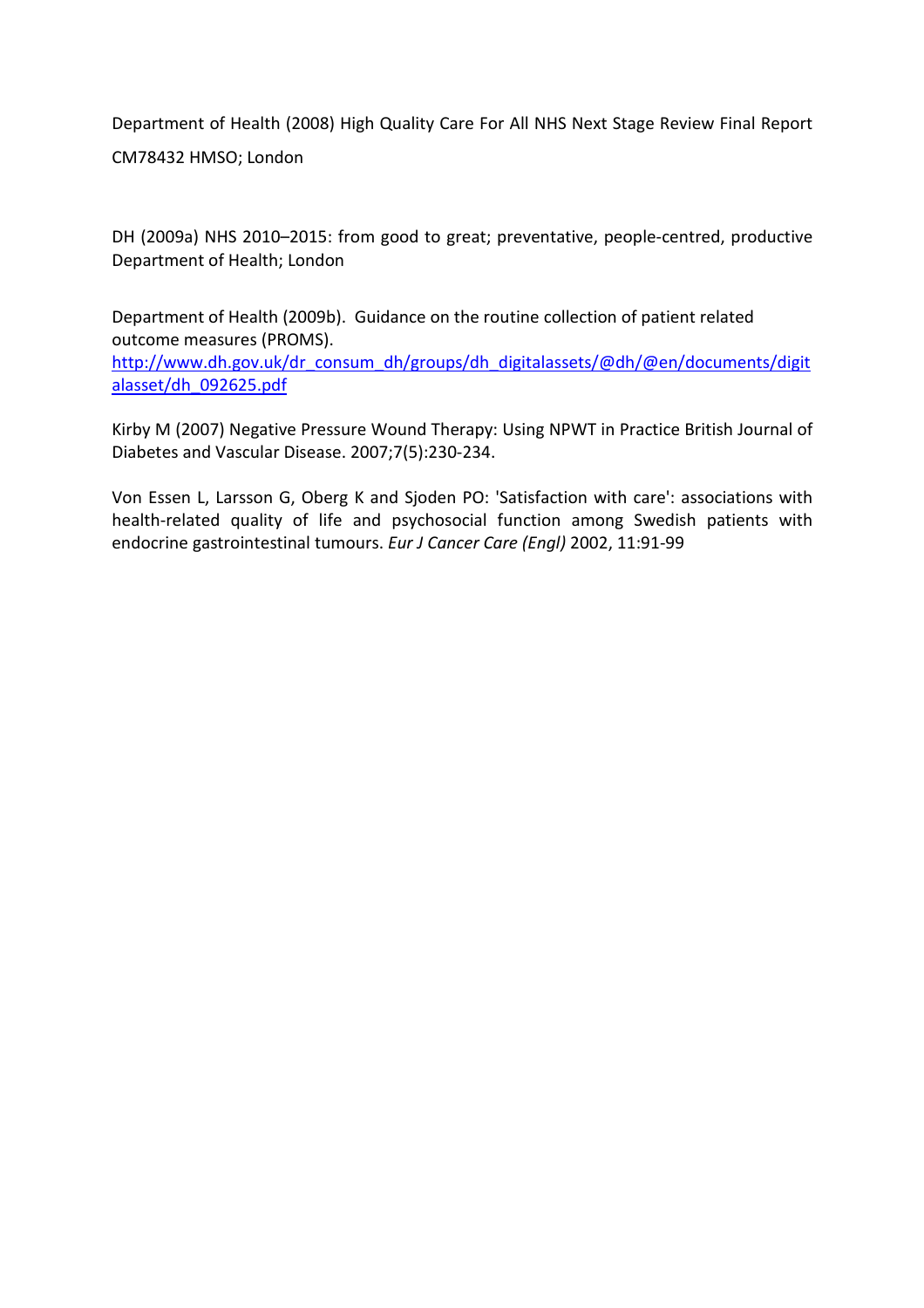Department of Health (2008) High Quality Care For All NHS Next Stage Review Final Report CM78432 HMSO; London

DH (2009a) NHS 2010–2015: from good to great; preventative, people-centred, productive Department of Health; London

Department of Health (2009b). Guidance on the routine collection of patient related outcome measures (PROMS). http://www.dh.gov.uk/dr_consum_dh/groups/dh_digitalassets/@dh/@en/documents/digitalasset/dh_092625.pdf

Kirby M (2007) Negative Pressure Wound Therapy: Using NPWT in Practice British Journal of Diabetes and Vascular Disease. 2007;7(5):230-234.

Von Essen L, Larsson G, Oberg K and Sjoden PO: 'Satisfaction with care': associations with health-related quality of life and psychosocial function among Swedish patients with endocrine gastrointestinal tumours. *Eur J Cancer Care (Engl)* 2002, 11:91-99